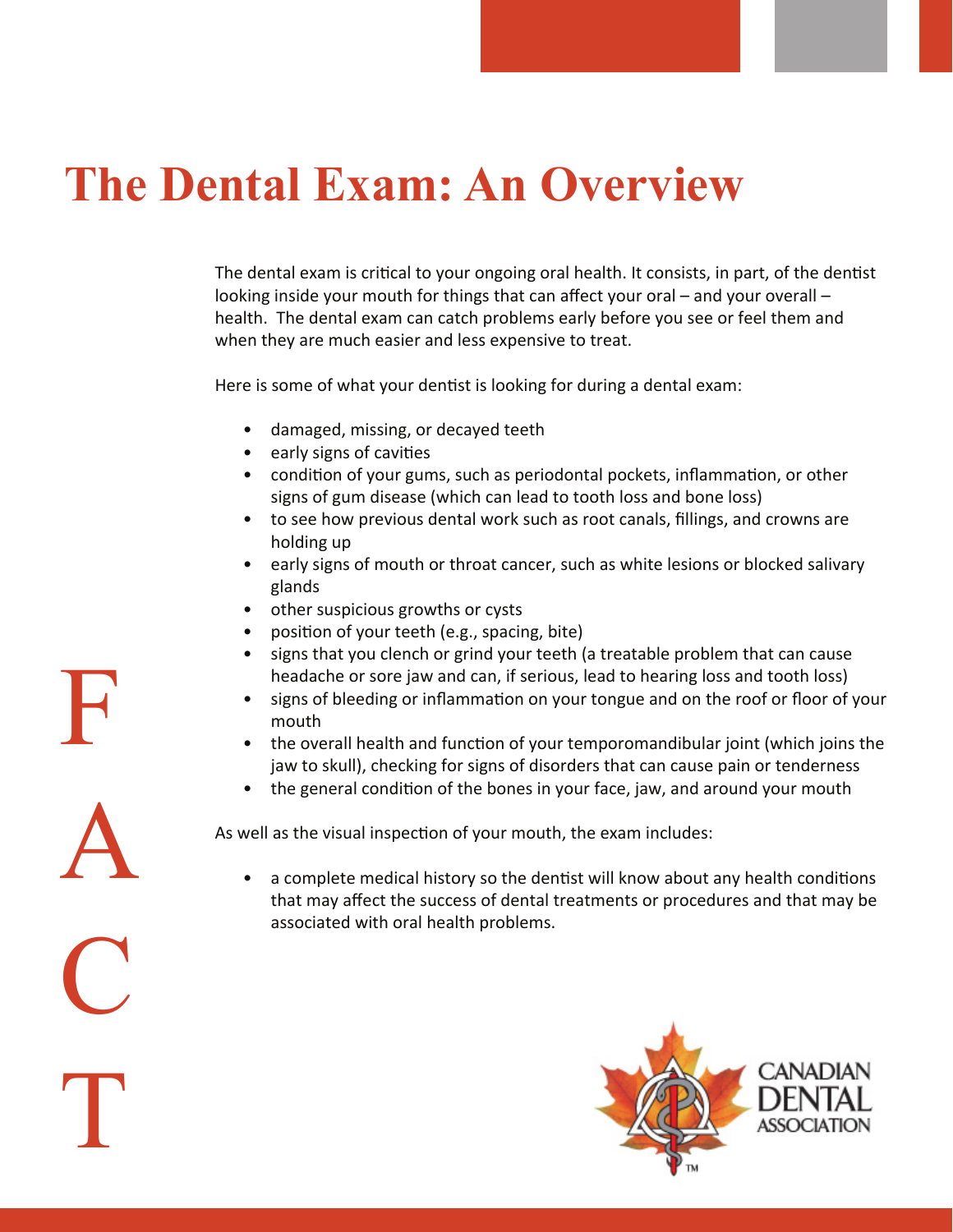# The Dental Exam: An Overview

The dental exam is critical to your ongoing oral health. It consists, in part, of the dentist looking inside your mouth for things that can affect your oral – and your overall – health. The dental exam can catch problems early before you see or feel them and when they are much easier and less expensive to treat.

Here is some of what your dentist is looking for during a dental exam:

- damaged, missing, or decayed teeth
- early signs of cavities
- condition of your gums, such as periodontal pockets, inflammation, or other signs of gum disease (which can lead to tooth loss and bone loss)
- to see how previous dental work such as root canals, fillings, and crowns are holding up
- early signs of mouth or throat cancer, such as white lesions or blocked salivary glands
- other suspicious growths or cysts
- position of your teeth (e.g., spacing, bite)
- signs that you clench or grind your teeth (a treatable problem that can cause headache or sore jaw and can, if serious, lead to hearing loss and tooth loss)
- signs of bleeding or inflammation on your tongue and on the roof or floor of your mouth
- the overall health and function of your temporomandibular joint (which joins the jaw to skull), checking for signs of disorders that can cause pain or tenderness
- the general condition of the bones in your face, jaw, and around your mouth

As well as the visual inspection of your mouth, the exam includes:

- a complete medical history so the dentist will know about any health conditions that may affect the success of dental treatments or procedures and that may be associated with oral health problems.

FACT

CANADIAN DENTAL ASSOCIATION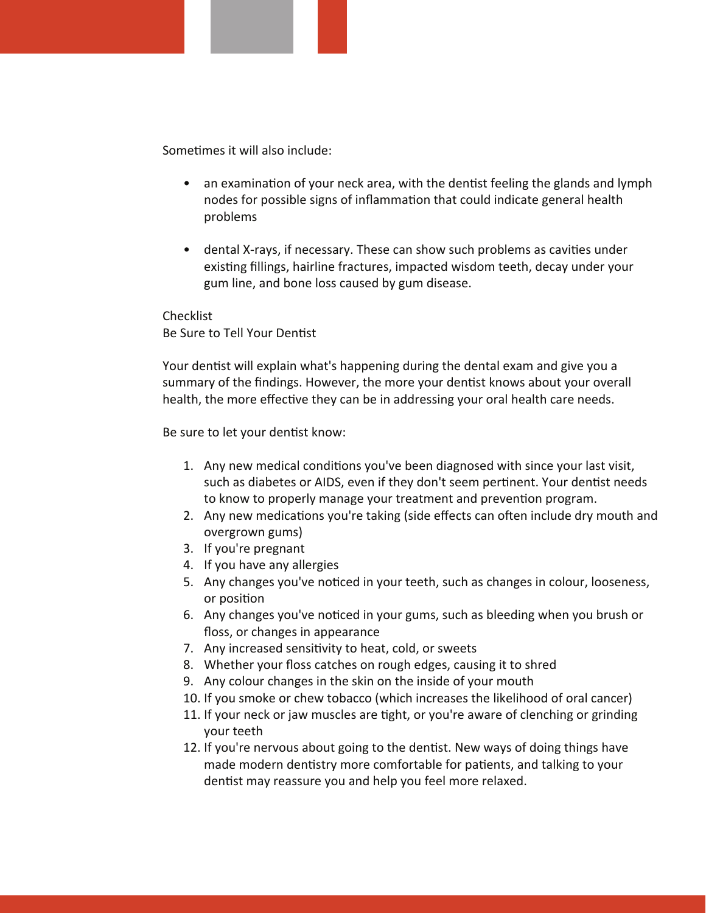Sometimes it will also include:

- an examination of your neck area, with the dentist feeling the glands and lymph nodes for possible signs of inflammation that could indicate general health problems

- dental X-rays, if necessary. These can show such problems as cavities under existing fillings, hairline fractures, impacted wisdom teeth, decay under your gum line, and bone loss caused by gum disease.

Checklist
Be Sure to Tell Your Dentist

Your dentist will explain what's happening during the dental exam and give you a summary of the findings. However, the more your dentist knows about your overall health, the more effective they can be in addressing your oral health care needs.

Be sure to let your dentist know:

1. Any new medical conditions you've been diagnosed with since your last visit, such as diabetes or AIDS, even if they don't seem pertinent. Your dentist needs to know to properly manage your treatment and prevention program.
2. Any new medications you're taking (side effects can often include dry mouth and overgrown gums)
3. If you're pregnant
4. If you have any allergies
5. Any changes you've noticed in your teeth, such as changes in colour, looseness, or position
6. Any changes you've noticed in your gums, such as bleeding when you brush or floss, or changes in appearance
7. Any increased sensitivity to heat, cold, or sweets
8. Whether your floss catches on rough edges, causing it to shred
9. Any colour changes in the skin on the inside of your mouth
10. If you smoke or chew tobacco (which increases the likelihood of oral cancer)
11. If your neck or jaw muscles are tight, or you're aware of clenching or grinding your teeth
12. If you're nervous about going to the dentist. New ways of doing things have made modern dentistry more comfortable for patients, and talking to your dentist may reassure you and help you feel more relaxed.